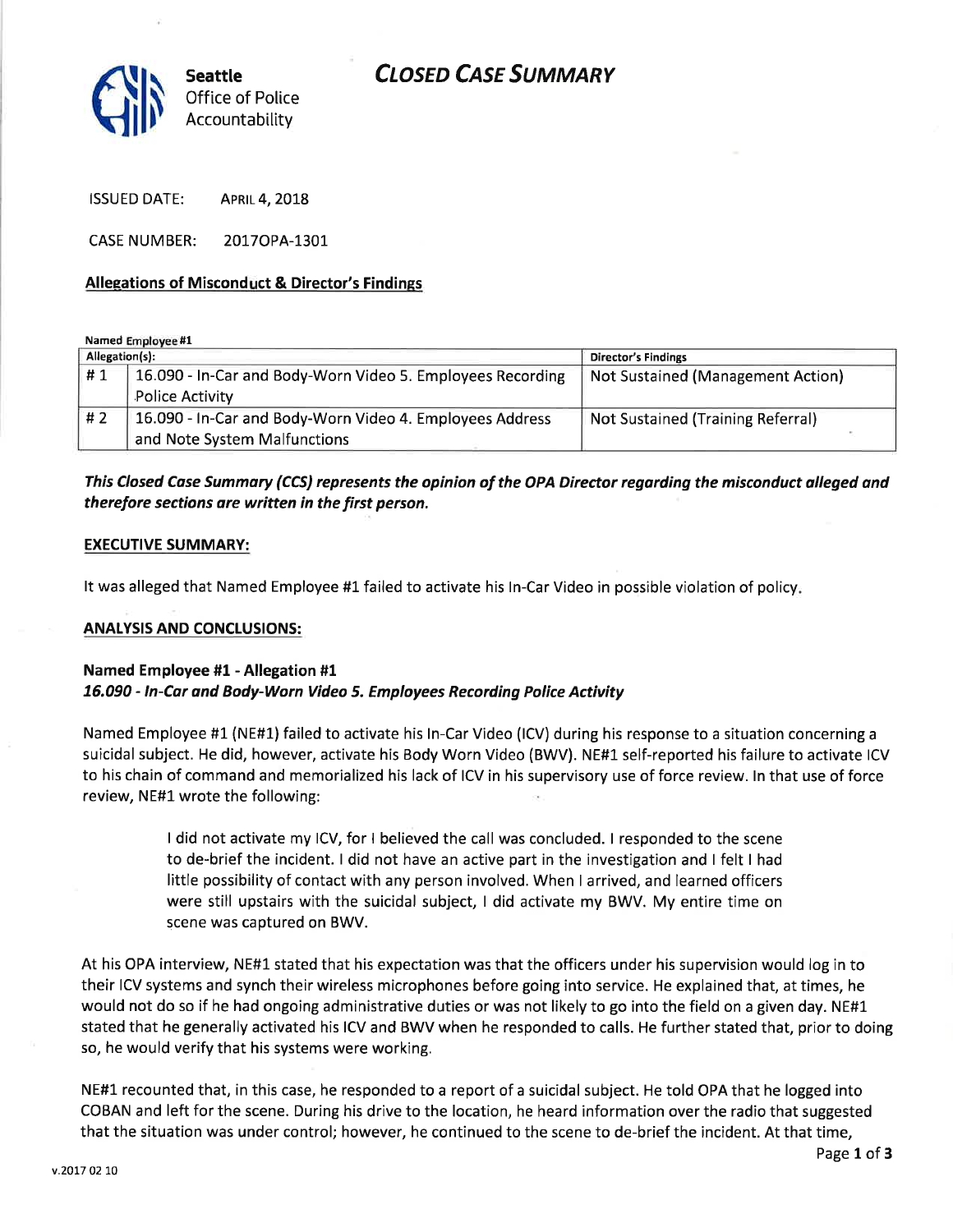# CLOSED CASE SUMMARY

**Seattle**
Office of Police Accountability

ISSUED DATE: APRIL 4, 2018

CASE NUMBER: 2017OPA-1301

## Allegations of Misconduct & Director's Findings

**Named Employee #1**

| Allegation(s): | | Director's Findings |
|---|---|---|
| # 1 | 16.090 - In-Car and Body-Worn Video 5. Employees Recording Police Activity | Not Sustained (Management Action) |
| # 2 | 16.090 - In-Car and Body-Worn Video 4. Employees Address and Note System Malfunctions | Not Sustained (Training Referral) |

***This Closed Case Summary (CCS) represents the opinion of the OPA Director regarding the misconduct alleged and therefore sections are written in the first person.***

**EXECUTIVE SUMMARY:**

It was alleged that Named Employee #1 failed to activate his In-Car Video in possible violation of policy.

**ANALYSIS AND CONCLUSIONS:**

**Named Employee #1 - Allegation #1**
***16.090 - In-Car and Body-Worn Video 5. Employees Recording Police Activity***

Named Employee #1 (NE#1) failed to activate his In-Car Video (ICV) during his response to a situation concerning a suicidal subject. He did, however, activate his Body Worn Video (BWV). NE#1 self-reported his failure to activate ICV to his chain of command and memorialized his lack of ICV in his supervisory use of force review. In that use of force review, NE#1 wrote the following:

> I did not activate my ICV, for I believed the call was concluded. I responded to the scene to de-brief the incident. I did not have an active part in the investigation and I felt I had little possibility of contact with any person involved. When I arrived, and learned officers were still upstairs with the suicidal subject, I did activate my BWV. My entire time on scene was captured on BWV.

At his OPA interview, NE#1 stated that his expectation was that the officers under his supervision would log in to their ICV systems and synch their wireless microphones before going into service. He explained that, at times, he would not do so if he had ongoing administrative duties or was not likely to go into the field on a given day. NE#1 stated that he generally activated his ICV and BWV when he responded to calls. He further stated that, prior to doing so, he would verify that his systems were working.

NE#1 recounted that, in this case, he responded to a report of a suicidal subject. He told OPA that he logged into COBAN and left for the scene. During his drive to the location, he heard information over the radio that suggested that the situation was under control; however, he continued to the scene to de-brief the incident. At that time,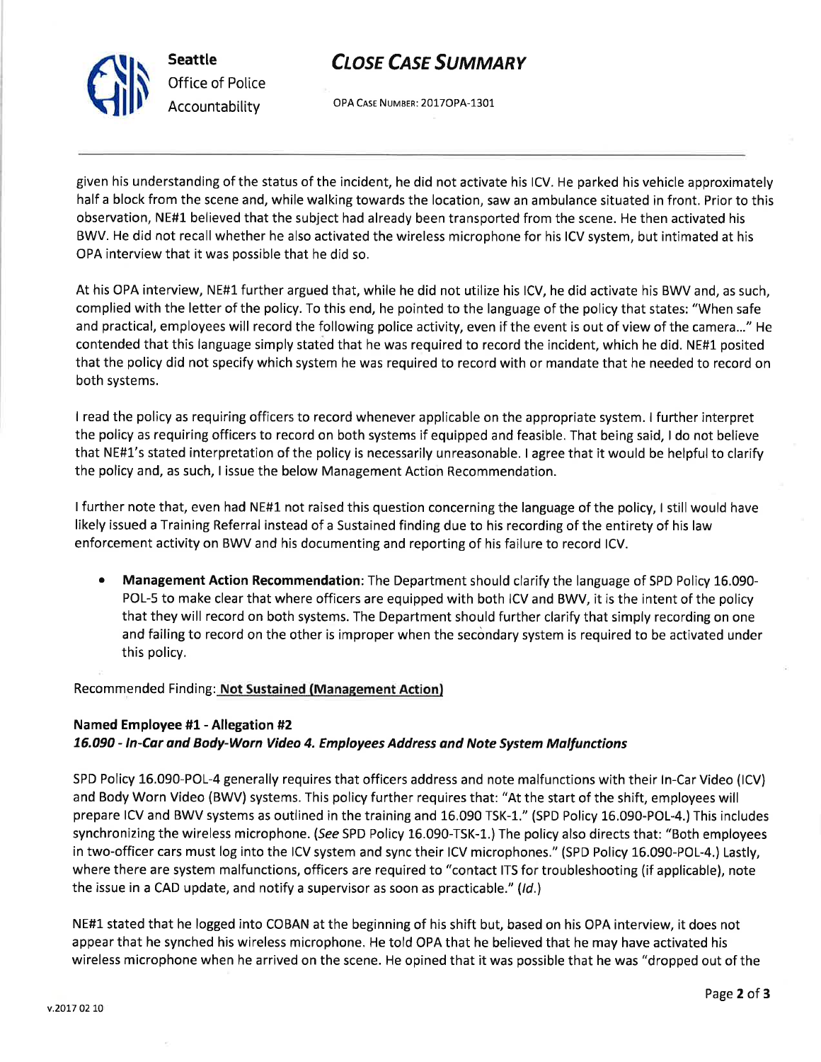given his understanding of the status of the incident, he did not activate his ICV. He parked his vehicle approximately half a block from the scene and, while walking towards the location, saw an ambulance situated in front. Prior to this observation, NE#1 believed that the subject had already been transported from the scene. He then activated his BWV. He did not recall whether he also activated the wireless microphone for his ICV system, but intimated at his OPA interview that it was possible that he did so.

At his OPA interview, NE#1 further argued that, while he did not utilize his ICV, he did activate his BWV and, as such, complied with the letter of the policy. To this end, he pointed to the language of the policy that states: "When safe and practical, employees will record the following police activity, even if the event is out of view of the camera…" He contended that this language simply stated that he was required to record the incident, which he did. NE#1 posited that the policy did not specify which system he was required to record with or mandate that he needed to record on both systems.

I read the policy as requiring officers to record whenever applicable on the appropriate system. I further interpret the policy as requiring officers to record on both systems if equipped and feasible. That being said, I do not believe that NE#1's stated interpretation of the policy is necessarily unreasonable. I agree that it would be helpful to clarify the policy and, as such, I issue the below Management Action Recommendation.

I further note that, even had NE#1 not raised this question concerning the language of the policy, I still would have likely issued a Training Referral instead of a Sustained finding due to his recording of the entirety of his law enforcement activity on BWV and his documenting and reporting of his failure to record ICV.

- **Management Action Recommendation**: The Department should clarify the language of SPD Policy 16.090-POL-5 to make clear that where officers are equipped with both ICV and BWV, it is the intent of the policy that they will record on both systems. The Department should further clarify that simply recording on one and failing to record on the other is improper when the secondary system is required to be activated under this policy.

Recommended Finding: **Not Sustained (Management Action)**

**Named Employee #1 - Allegation #2**
***16.090 - In-Car and Body-Worn Video 4. Employees Address and Note System Malfunctions***

SPD Policy 16.090-POL-4 generally requires that officers address and note malfunctions with their In-Car Video (ICV) and Body Worn Video (BWV) systems. This policy further requires that: "At the start of the shift, employees will prepare ICV and BWV systems as outlined in the training and 16.090 TSK-1." (SPD Policy 16.090-POL-4.) This includes synchronizing the wireless microphone. (*See* SPD Policy 16.090-TSK-1.) The policy also directs that: "Both employees in two-officer cars must log into the ICV system and sync their ICV microphones." (SPD Policy 16.090-POL-4.) Lastly, where there are system malfunctions, officers are required to "contact ITS for troubleshooting (if applicable), note the issue in a CAD update, and notify a supervisor as soon as practicable." (*Id.*)

NE#1 stated that he logged into COBAN at the beginning of his shift but, based on his OPA interview, it does not appear that he synched his wireless microphone. He told OPA that he believed that he may have activated his wireless microphone when he arrived on the scene. He opined that it was possible that he was "dropped out of the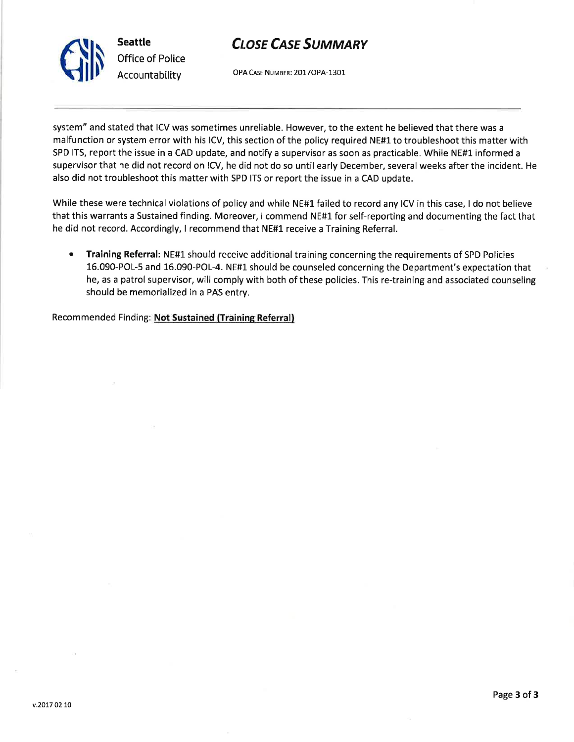system" and stated that ICV was sometimes unreliable. However, to the extent he believed that there was a malfunction or system error with his ICV, this section of the policy required NE#1 to troubleshoot this matter with SPD ITS, report the issue in a CAD update, and notify a supervisor as soon as practicable. While NE#1 informed a supervisor that he did not record on ICV, he did not do so until early December, several weeks after the incident. He also did not troubleshoot this matter with SPD ITS or report the issue in a CAD update.

While these were technical violations of policy and while NE#1 failed to record any ICV in this case, I do not believe that this warrants a Sustained finding. Moreover, I commend NE#1 for self-reporting and documenting the fact that he did not record. Accordingly, I recommend that NE#1 receive a Training Referral.

- **Training Referral**: NE#1 should receive additional training concerning the requirements of SPD Policies 16.090-POL-5 and 16.090-POL-4. NE#1 should be counseled concerning the Department's expectation that he, as a patrol supervisor, will comply with both of these policies. This re-training and associated counseling should be memorialized in a PAS entry.

Recommended Finding: **Not Sustained (Training Referral)**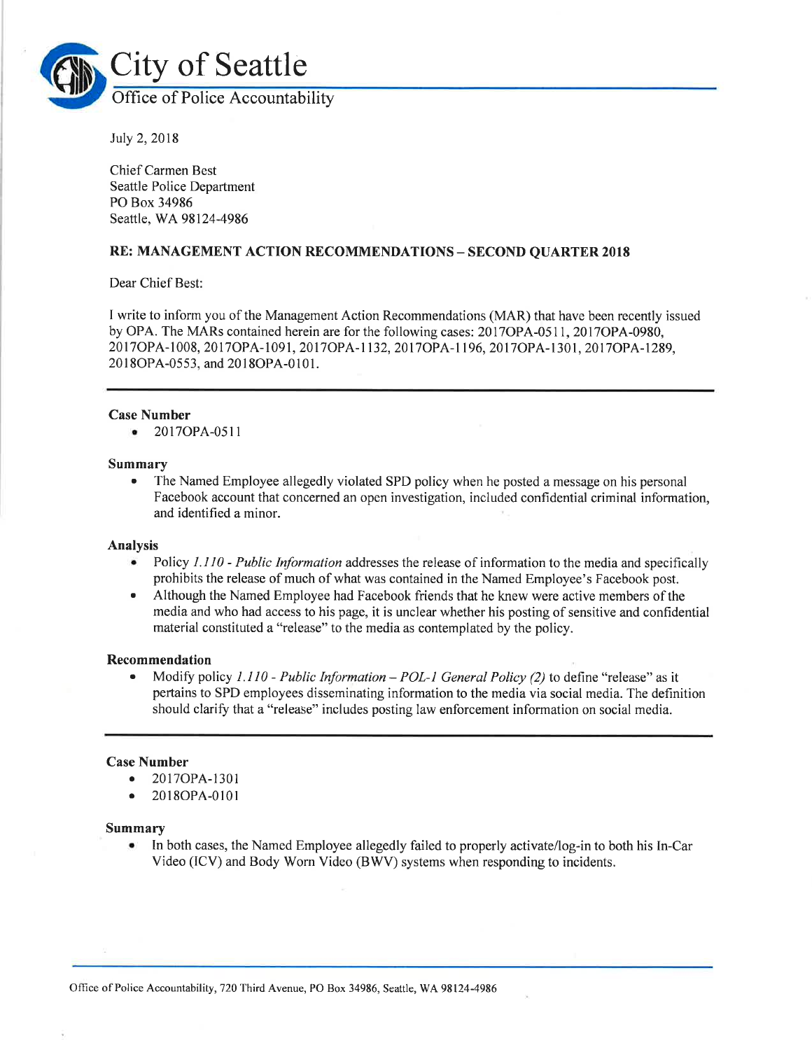# City of Seattle

## Office of Police Accountability

July 2, 2018

Chief Carmen Best
Seattle Police Department
PO Box 34986
Seattle, WA 98124-4986

**RE: MANAGEMENT ACTION RECOMMENDATIONS – SECOND QUARTER 2018**

Dear Chief Best:

I write to inform you of the Management Action Recommendations (MAR) that have been recently issued by OPA. The MARs contained herein are for the following cases: 2017OPA-0511, 2017OPA-0980, 2017OPA-1008, 2017OPA-1091, 2017OPA-1132, 2017OPA-1196, 2017OPA-1301, 2017OPA-1289, 2018OPA-0553, and 2018OPA-0101.

---

**Case Number**

- 2017OPA-0511

**Summary**

- The Named Employee allegedly violated SPD policy when he posted a message on his personal Facebook account that concerned an open investigation, included confidential criminal information, and identified a minor.

**Analysis**

- Policy *1.110 - Public Information* addresses the release of information to the media and specifically prohibits the release of much of what was contained in the Named Employee's Facebook post.
- Although the Named Employee had Facebook friends that he knew were active members of the media and who had access to his page, it is unclear whether his posting of sensitive and confidential material constituted a "release" to the media as contemplated by the policy.

**Recommendation**

- Modify policy *1.110 - Public Information – POL-1 General Policy (2)* to define "release" as it pertains to SPD employees disseminating information to the media via social media. The definition should clarify that a "release" includes posting law enforcement information on social media.

---

**Case Number**

- 2017OPA-1301
- 2018OPA-0101

**Summary**

- In both cases, the Named Employee allegedly failed to properly activate/log-in to both his In-Car Video (ICV) and Body Worn Video (BWV) systems when responding to incidents.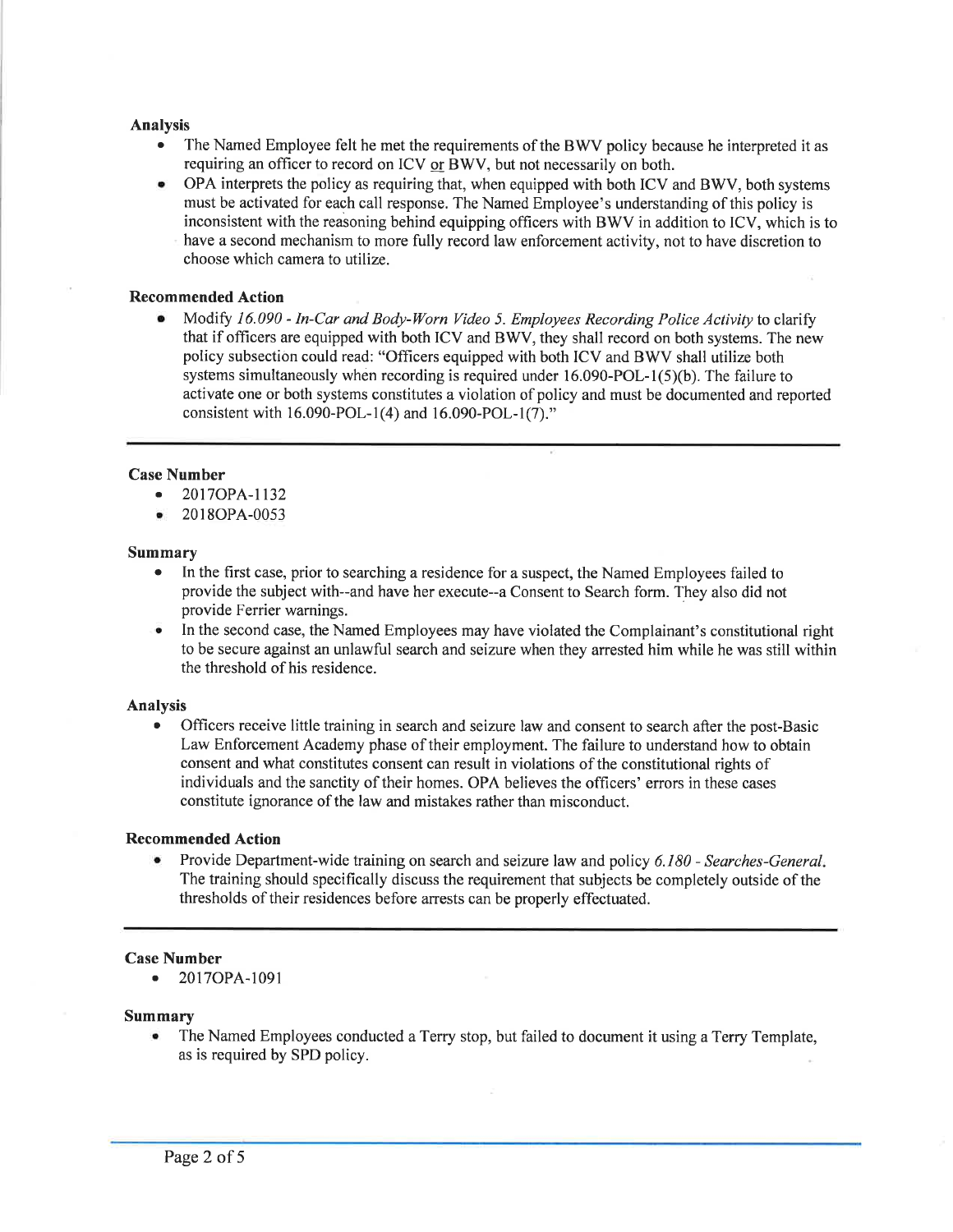**Analysis**

- The Named Employee felt he met the requirements of the BWV policy because he interpreted it as requiring an officer to record on ICV or BWV, but not necessarily on both.
- OPA interprets the policy as requiring that, when equipped with both ICV and BWV, both systems must be activated for each call response. The Named Employee's understanding of this policy is inconsistent with the reasoning behind equipping officers with BWV in addition to ICV, which is to have a second mechanism to more fully record law enforcement activity, not to have discretion to choose which camera to utilize.

**Recommended Action**

- Modify *16.090 - In-Car and Body-Worn Video 5. Employees Recording Police Activity* to clarify that if officers are equipped with both ICV and BWV, they shall record on both systems. The new policy subsection could read: "Officers equipped with both ICV and BWV shall utilize both systems simultaneously when recording is required under 16.090-POL-1(5)(b). The failure to activate one or both systems constitutes a violation of policy and must be documented and reported consistent with 16.090-POL-1(4) and 16.090-POL-1(7)."

---

**Case Number**

- 2017OPA-1132
- 2018OPA-0053

**Summary**

- In the first case, prior to searching a residence for a suspect, the Named Employees failed to provide the subject with--and have her execute--a Consent to Search form. They also did not provide Ferrier warnings.
- In the second case, the Named Employees may have violated the Complainant's constitutional right to be secure against an unlawful search and seizure when they arrested him while he was still within the threshold of his residence.

**Analysis**

- Officers receive little training in search and seizure law and consent to search after the post-Basic Law Enforcement Academy phase of their employment. The failure to understand how to obtain consent and what constitutes consent can result in violations of the constitutional rights of individuals and the sanctity of their homes. OPA believes the officers' errors in these cases constitute ignorance of the law and mistakes rather than misconduct.

**Recommended Action**

- Provide Department-wide training on search and seizure law and policy *6.180 - Searches-General*. The training should specifically discuss the requirement that subjects be completely outside of the thresholds of their residences before arrests can be properly effectuated.

---

**Case Number**

- 2017OPA-1091

**Summary**

- The Named Employees conducted a Terry stop, but failed to document it using a Terry Template, as is required by SPD policy.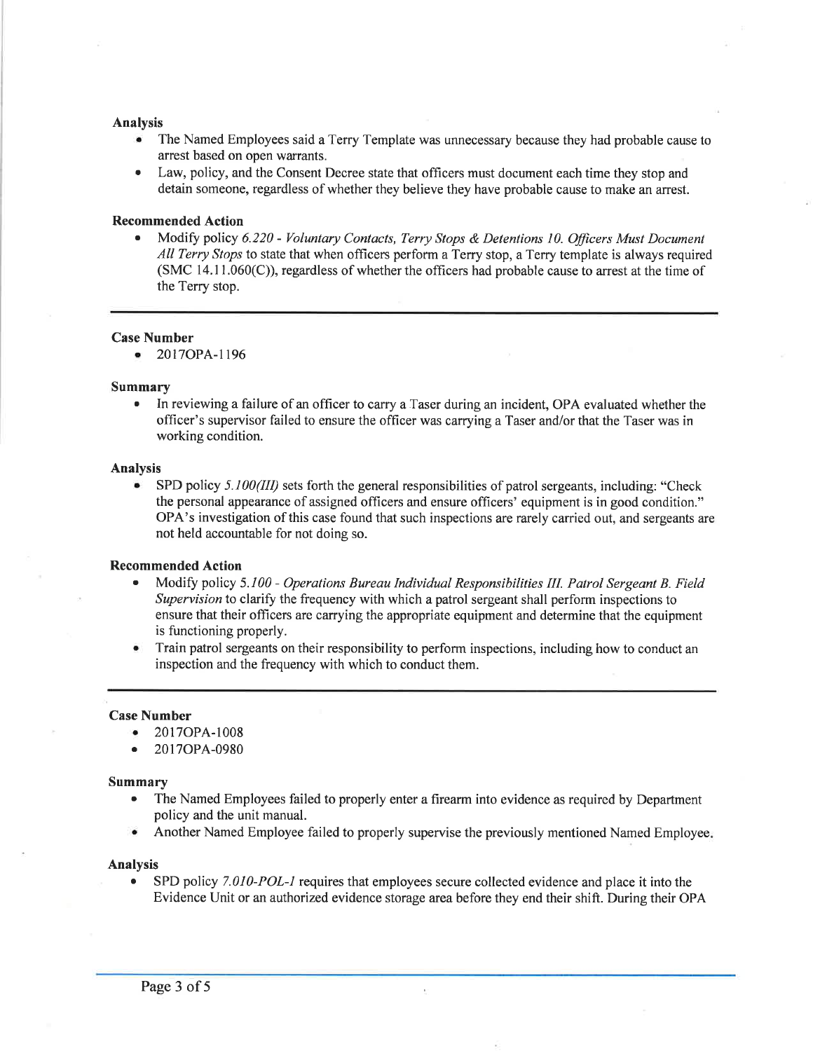#### Analysis

- The Named Employees said a Terry Template was unnecessary because they had probable cause to arrest based on open warrants.
- Law, policy, and the Consent Decree state that officers must document each time they stop and detain someone, regardless of whether they believe they have probable cause to make an arrest.

#### Recommended Action

- Modify policy *6.220 - Voluntary Contacts, Terry Stops & Detentions 10. Officers Must Document All Terry Stops* to state that when officers perform a Terry stop, a Terry template is always required (SMC 14.11.060(C)), regardless of whether the officers had probable cause to arrest at the time of the Terry stop.

---

#### Case Number

- 2017OPA-1196

#### Summary

- In reviewing a failure of an officer to carry a Taser during an incident, OPA evaluated whether the officer's supervisor failed to ensure the officer was carrying a Taser and/or that the Taser was in working condition.

#### Analysis

- SPD policy *5.100(III)* sets forth the general responsibilities of patrol sergeants, including: "Check the personal appearance of assigned officers and ensure officers' equipment is in good condition." OPA's investigation of this case found that such inspections are rarely carried out, and sergeants are not held accountable for not doing so.

#### Recommended Action

- Modify policy *5.100 - Operations Bureau Individual Responsibilities III. Patrol Sergeant B. Field Supervision* to clarify the frequency with which a patrol sergeant shall perform inspections to ensure that their officers are carrying the appropriate equipment and determine that the equipment is functioning properly.
- Train patrol sergeants on their responsibility to perform inspections, including how to conduct an inspection and the frequency with which to conduct them.

---

#### Case Number

- 2017OPA-1008
- 2017OPA-0980

#### Summary

- The Named Employees failed to properly enter a firearm into evidence as required by Department policy and the unit manual.
- Another Named Employee failed to properly supervise the previously mentioned Named Employee.

#### Analysis

- SPD policy *7.010-POL-1* requires that employees secure collected evidence and place it into the Evidence Unit or an authorized evidence storage area before they end their shift. During their OPA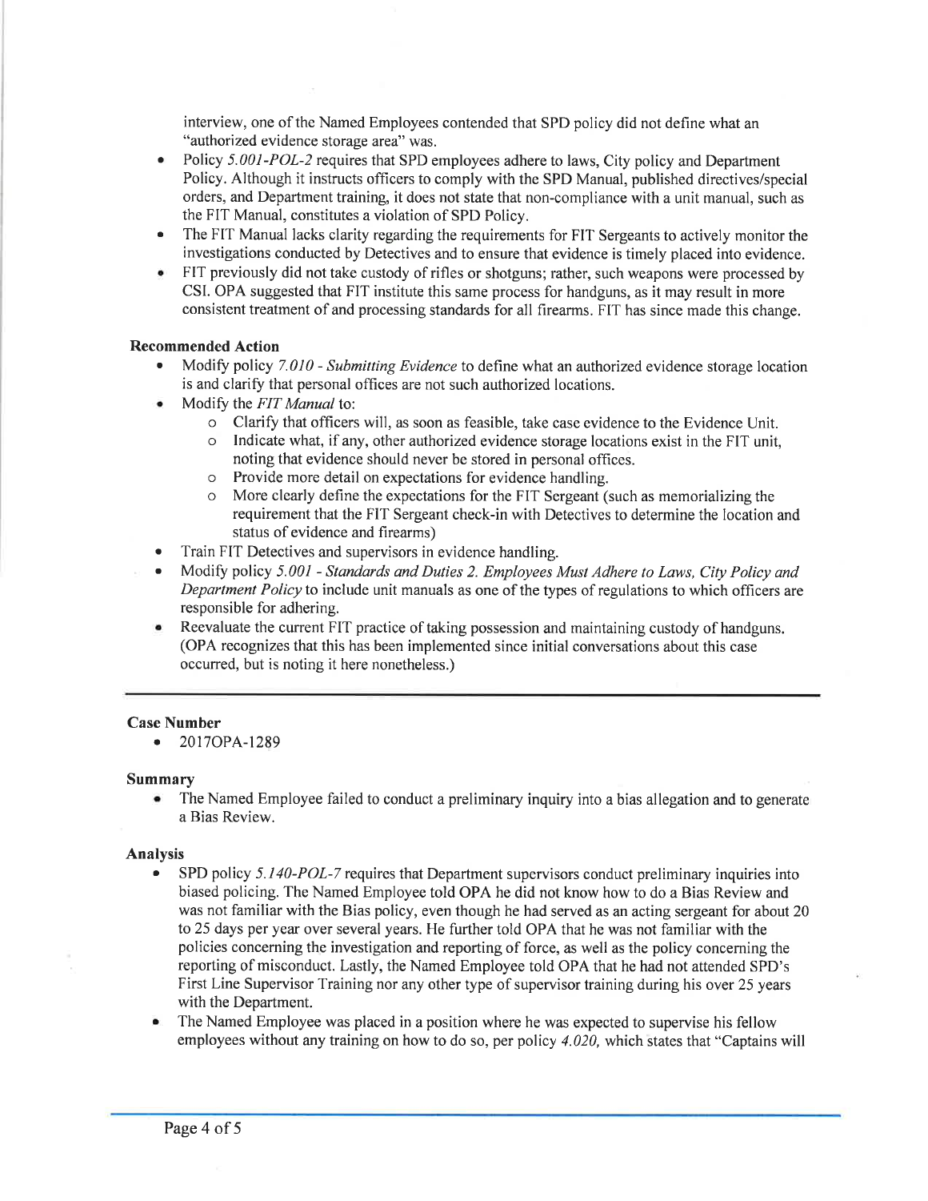interview, one of the Named Employees contended that SPD policy did not define what an "authorized evidence storage area" was.

- Policy *5.001-POL-2* requires that SPD employees adhere to laws, City policy and Department Policy. Although it instructs officers to comply with the SPD Manual, published directives/special orders, and Department training, it does not state that non-compliance with a unit manual, such as the FIT Manual, constitutes a violation of SPD Policy.
- The FIT Manual lacks clarity regarding the requirements for FIT Sergeants to actively monitor the investigations conducted by Detectives and to ensure that evidence is timely placed into evidence.
- FIT previously did not take custody of rifles or shotguns; rather, such weapons were processed by CSI. OPA suggested that FIT institute this same process for handguns, as it may result in more consistent treatment of and processing standards for all firearms. FIT has since made this change.

**Recommended Action**

- Modify policy *7.010 - Submitting Evidence* to define what an authorized evidence storage location is and clarify that personal offices are not such authorized locations.
- Modify the *FIT Manual* to:
  - Clarify that officers will, as soon as feasible, take case evidence to the Evidence Unit.
  - Indicate what, if any, other authorized evidence storage locations exist in the FIT unit, noting that evidence should never be stored in personal offices.
  - Provide more detail on expectations for evidence handling.
  - More clearly define the expectations for the FIT Sergeant (such as memorializing the requirement that the FIT Sergeant check-in with Detectives to determine the location and status of evidence and firearms)
- Train FIT Detectives and supervisors in evidence handling.
- Modify policy *5.001 - Standards and Duties 2. Employees Must Adhere to Laws, City Policy and Department Policy* to include unit manuals as one of the types of regulations to which officers are responsible for adhering.
- Reevaluate the current FIT practice of taking possession and maintaining custody of handguns. (OPA recognizes that this has been implemented since initial conversations about this case occurred, but is noting it here nonetheless.)

---

**Case Number**

- 2017OPA-1289

**Summary**

- The Named Employee failed to conduct a preliminary inquiry into a bias allegation and to generate a Bias Review.

**Analysis**

- SPD policy *5.140-POL-7* requires that Department supervisors conduct preliminary inquiries into biased policing. The Named Employee told OPA he did not know how to do a Bias Review and was not familiar with the Bias policy, even though he had served as an acting sergeant for about 20 to 25 days per year over several years. He further told OPA that he was not familiar with the policies concerning the investigation and reporting of force, as well as the policy concerning the reporting of misconduct. Lastly, the Named Employee told OPA that he had not attended SPD's First Line Supervisor Training nor any other type of supervisor training during his over 25 years with the Department.
- The Named Employee was placed in a position where he was expected to supervise his fellow employees without any training on how to do so, per policy *4.020,* which states that "Captains will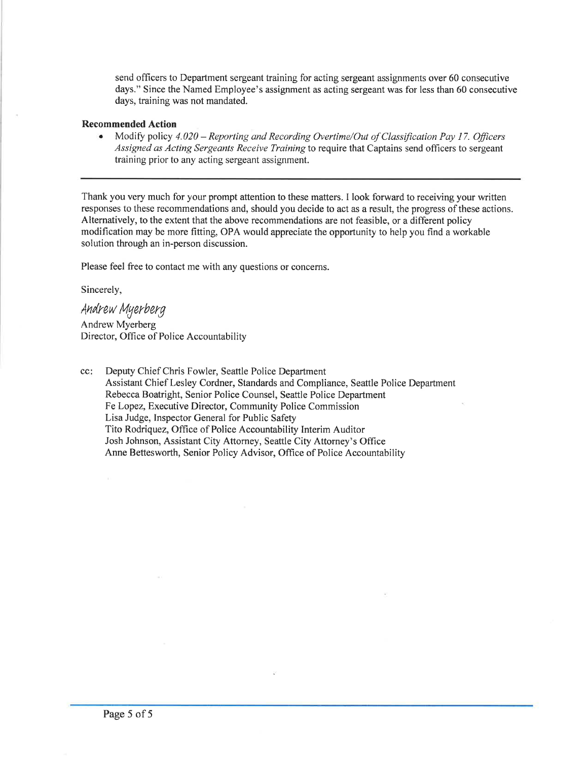send officers to Department sergeant training for acting sergeant assignments over 60 consecutive days." Since the Named Employee's assignment as acting sergeant was for less than 60 consecutive days, training was not mandated.

**Recommended Action**

- Modify policy *4.020 – Reporting and Recording Overtime/Out of Classification Pay 17. Officers Assigned as Acting Sergeants Receive Training* to require that Captains send officers to sergeant training prior to any acting sergeant assignment.

---

Thank you very much for your prompt attention to these matters. I look forward to receiving your written responses to these recommendations and, should you decide to act as a result, the progress of these actions. Alternatively, to the extent that the above recommendations are not feasible, or a different policy modification may be more fitting, OPA would appreciate the opportunity to help you find a workable solution through an in-person discussion.

Please feel free to contact me with any questions or concerns.

Sincerely,

*Andrew Myerberg*

Andrew Myerberg
Director, Office of Police Accountability

cc: Deputy Chief Chris Fowler, Seattle Police Department
Assistant Chief Lesley Cordner, Standards and Compliance, Seattle Police Department
Rebecca Boatright, Senior Police Counsel, Seattle Police Department
Fe Lopez, Executive Director, Community Police Commission
Lisa Judge, Inspector General for Public Safety
Tito Rodriquez, Office of Police Accountability Interim Auditor
Josh Johnson, Assistant City Attorney, Seattle City Attorney's Office
Anne Bettesworth, Senior Policy Advisor, Office of Police Accountability